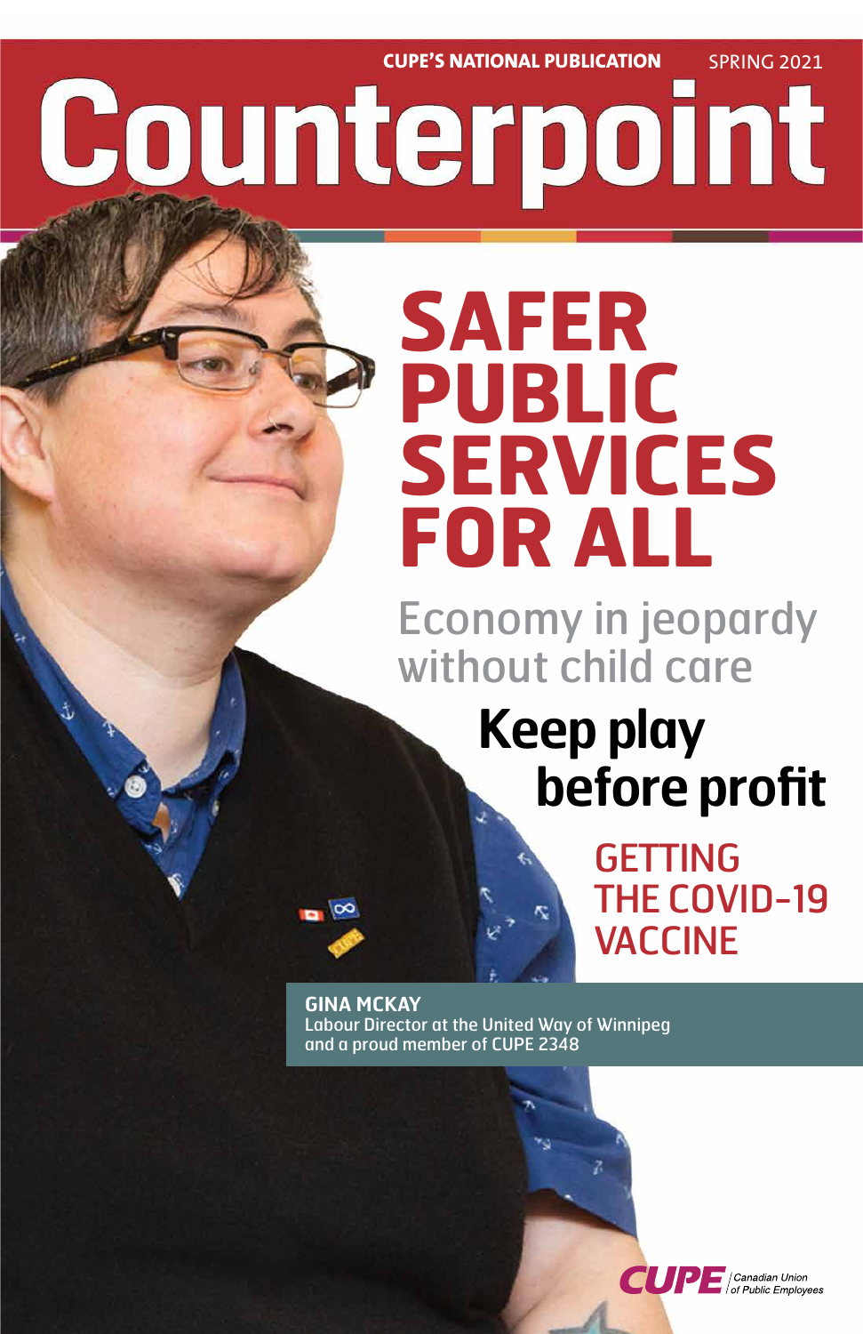CUPE'S NATIONAL PUBLICATION SPRING 2021

# Counterpoint

## SAFER PUBLIC SERVICES FOR ALL

### Economy in jeopardy without child care

### Keep play before profit

### GETTING THE COVID-19 VACCINE

**GINA MCKAY**
Labour Director at the United Way of Winnipeg and a proud member of CUPE 2348

CUPE Canadian Union of Public Employees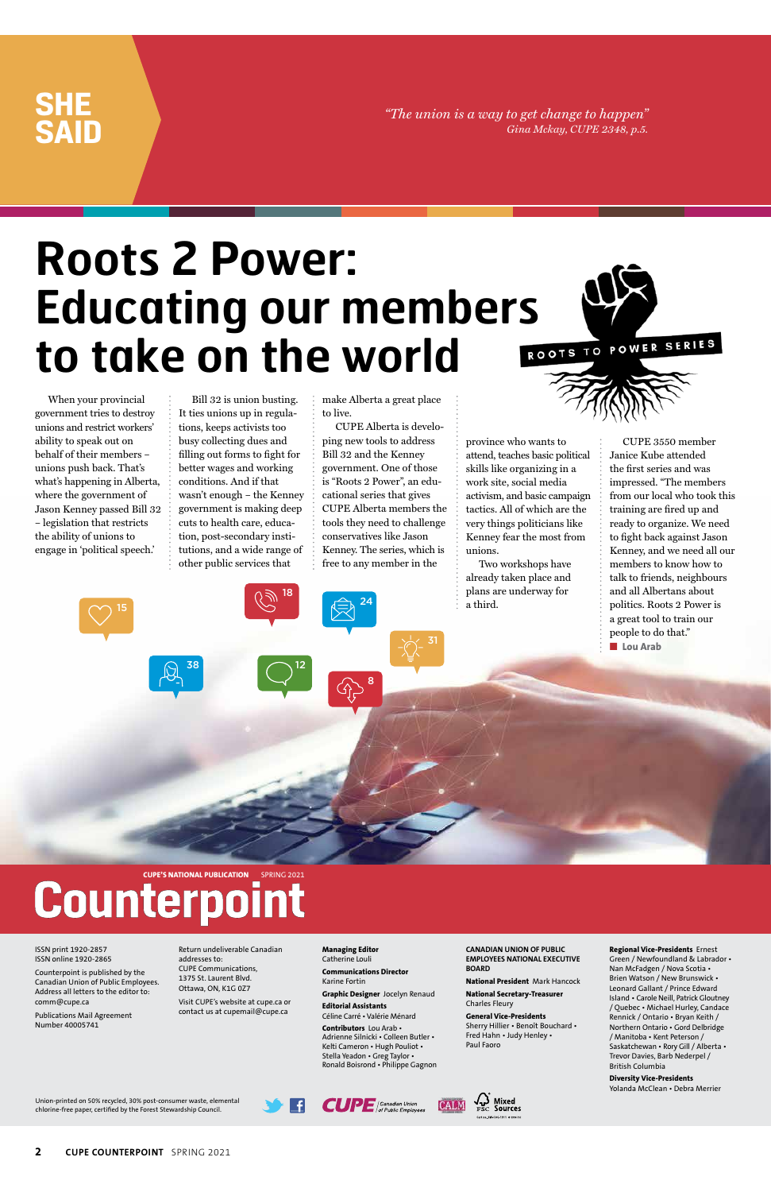**SHE SAID**

*"The union is a way to get change to happen"*
*Gina Mckay, CUPE 2348, p.5.*

# Roots 2 Power: Educating our members to take on the world

When your provincial government tries to destroy unions and restrict workers' ability to speak out on behalf of their members – unions push back. That's what's happening in Alberta, where the government of Jason Kenney passed Bill 32 – legislation that restricts the ability of unions to engage in 'political speech.'

Bill 32 is union busting. It ties unions up in regulations, keeps activists too busy collecting dues and filling out forms to fight for better wages and working conditions. And if that wasn't enough – the Kenney government is making deep cuts to health care, education, post-secondary institutions, and a wide range of other public services that make Alberta a great place to live.

CUPE Alberta is developing new tools to address Bill 32 and the Kenney government. One of those is "Roots 2 Power", an educational series that gives CUPE Alberta members the tools they need to challenge conservatives like Jason Kenney. The series, which is free to any member in the province who wants to attend, teaches basic political skills like organizing in a work site, social media activism, and basic campaign tactics. All of which are the very things politicians like Kenney fear the most from unions.

Two workshops have already taken place and plans are underway for a third.

CUPE 3550 member Janice Kube attended the first series and was impressed. "The members from our local who took this training are fired up and ready to organize. We need to fight back against Jason Kenney, and we need all our members to know how to talk to friends, neighbours and all Albertans about politics. Roots 2 Power is a great tool to train our people to do that."

■ **Lou Arab**

---

CUPE'S NATIONAL PUBLICATION SPRING 2021

# Counterpoint

ISSN print 1920-2857
ISSN online 1920-2865

Counterpoint is published by the Canadian Union of Public Employees. Address all letters to the editor to: comm@cupe.ca

Publications Mail Agreement Number 40005741

Return undeliverable Canadian addresses to:
CUPE Communications,
1375 St. Laurent Blvd.
Ottawa, ON, K1G 0Z7

Visit CUPE's website at cupe.ca or contact us at cupemail@cupe.ca

**Managing Editor** Catherine Louli

**Communications Director** Karine Fortin

**Graphic Designer** Jocelyn Renaud

**Editorial Assistants** Céline Carré • Valérie Ménard

**Contributors** Lou Arab • Adrienne Silnicki • Colleen Butler • Kelti Cameron • Hugh Pouliot • Stella Yeadon • Greg Taylor • Ronald Boisrond • Philippe Gagnon

**CANADIAN UNION OF PUBLIC EMPLOYEES NATIONAL EXECUTIVE BOARD**

**National President** Mark Hancock

**National Secretary-Treasurer** Charles Fleury

**General Vice-Presidents** Sherry Hillier • Benoît Bouchard • Fred Hahn • Judy Henley • Paul Faoro

**Regional Vice-Presidents** Ernest Green / Newfoundland & Labrador • Nan McFadgen / Nova Scotia • Brien Watson / New Brunswick • Leonard Gallant / Prince Edward Island • Carole Neill, Patrick Gloutney / Quebec • Michael Hurley, Candace Rennick / Ontario • Bryan Keith / Northern Ontario • Gord Delbridge / Manitoba • Kent Peterson / Saskatchewan • Rory Gill / Alberta • Trevor Davies, Barb Nederpel / British Columbia

**Diversity Vice-Presidents** Yolanda McClean • Debra Merrier

Union-printed on 50% recycled, 30% post-consumer waste, elemental chlorine-free paper, certified by the Forest Stewardship Council.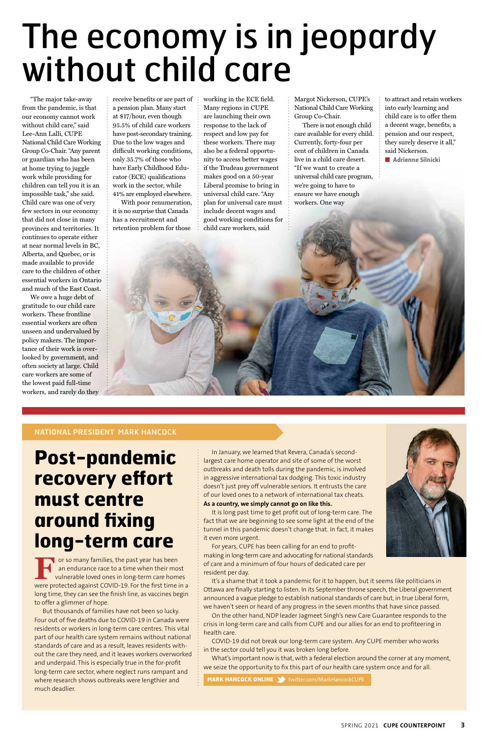# The economy is in jeopardy without child care

"The major take-away from the pandemic, is that our economy cannot work without child care," said Lee-Ann Lalli, CUPE National Child Care Working Group Co-Chair. "Any parent or guardian who has been at home trying to juggle work while providing for children can tell you it is an impossible task," she said. Child care was one of very few sectors in our economy that did not close in many provinces and territories. It continues to operate either at near normal levels in BC, Alberta, and Quebec, or is made available to provide care to the children of other essential workers in Ontario and much of the East Coast.

We owe a huge debt of gratitude to our child care workers. These frontline essential workers are often unseen and undervalued by policy makers. The importance of their work is overlooked by government, and often society at large. Child care workers are some of the lowest paid full-time workers, and rarely do they receive benefits or are part of a pension plan. Many start at $17/hour, even though 95.5% of child care workers have post-secondary training. Due to the low wages and difficult working conditions, only 35.7% of those who have Early Childhood Educator (ECE) qualifications work in the sector, while 41% are employed elsewhere.

With poor renumeration, it is no surprise that Canada has a recruitment and retention problem for those working in the ECE field. Many regions in CUPE are launching their own response to the lack of respect and low pay for these workers. There may also be a federal opportunity to access better wages if the Trudeau government makes good on a 50-year Liberal promise to bring in universal child care. "Any plan for universal care must include decent wages and good working conditions for child care workers, said Margot Nickerson, CUPE's National Child Care Working Group Co-Chair.

There is not enough child care available for every child. Currently, forty-four per cent of children in Canada live in a child care desert. "If we want to create a universal child care program, we're going to have to ensure we have enough workers. One way to attract and retain workers into early learning and child care is to offer them a decent wage, benefits, a pension and our respect, they surely deserve it all," said Nickerson.

■ **Adrienne Silnicki**

**NATIONAL PRESIDENT MARK HANCOCK**

## Post-pandemic recovery effort must centre around fixing long-term care

For so many families, the past year has been an endurance race to a time when their most vulnerable loved ones in long-term care homes were protected against COVID-19. For the first time in a long time, they can see the finish line, as vaccines begin to offer a glimmer of hope.

But thousands of families have not been so lucky. Four out of five deaths due to COVID-19 in Canada were residents or workers in long-term care centres. This vital part of our health care system remains without national standards of care and as a result, leaves residents without the care they need, and it leaves workers overworked and underpaid. This is especially true in the for-profit long-term care sector, where neglect runs rampant and where research shows outbreaks were lengthier and much deadlier.

In January, we learned that Revera, Canada's second-largest care home operator and site of some of the worst outbreaks and death tolls during the pandemic, is involved in aggressive international tax dodging. This toxic industry doesn't just prey off vulnerable seniors. It entrusts the care of our loved ones to a network of international tax cheats.

**As a country, we simply cannot go on like this.**

It is long past time to get profit out of long-term care. The fact that we are beginning to see some light at the end of the tunnel in this pandemic doesn't change that. In fact, it makes it even more urgent.

For years, CUPE has been calling for an end to profit-making in long-term care and advocating for national standards of care and a minimum of four hours of dedicated care per resident per day.

It's a shame that it took a pandemic for it to happen, but it seems like politicians in Ottawa are finally starting to listen. In its September throne speech, the Liberal government announced a vague pledge to establish national standards of care but, in true Liberal form, we haven't seen or heard of any progress in the seven months that have since passed.

On the other hand, NDP leader Jagmeet Singh's new Care Guarantee responds to the crisis in long-term care and calls from CUPE and our allies for an end to profiteering in health care.

COVID-19 did not break our long-term care system. Any CUPE member who works in the sector could tell you it was broken long before.

What's important now is that, with a federal election around the corner at any moment, we seize the opportunity to fix this part of our health care system once and for all.

**MARK HANCOCK ONLINE** twitter.com/MarkHancockCUPE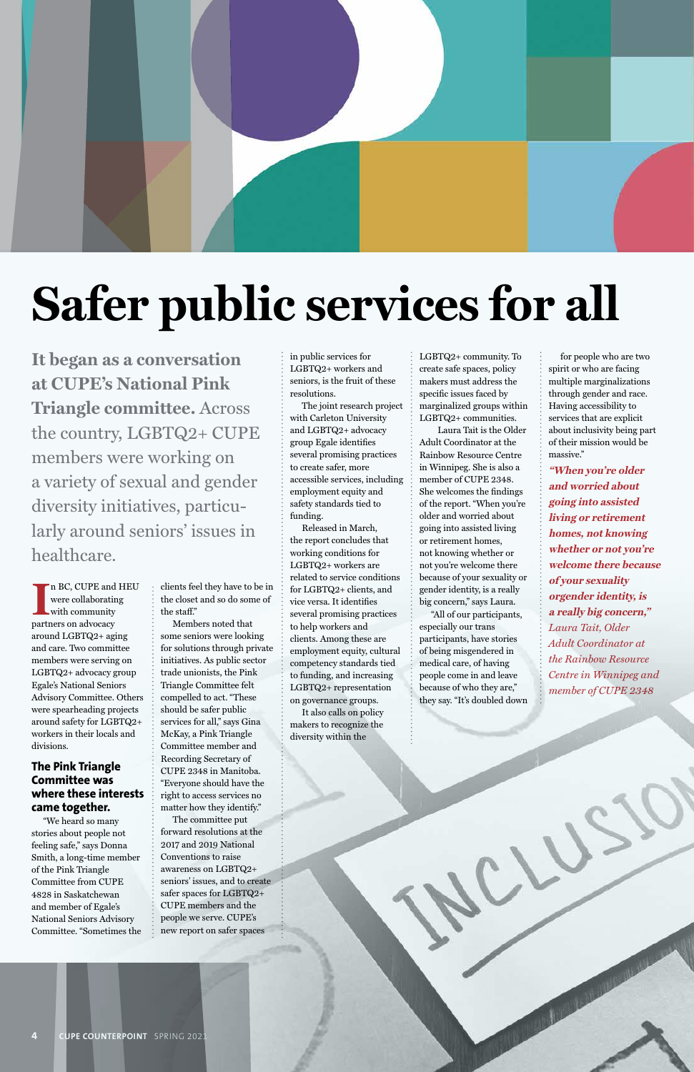# Safer public services for all

**It began as a conversation at CUPE's National Pink Triangle committee.** Across the country, LGBTQ2+ CUPE members were working on a variety of sexual and gender diversity initiatives, particularly around seniors' issues in healthcare.

In BC, CUPE and HEU were collaborating with community partners on advocacy around LGBTQ2+ aging and care. Two committee members were serving on LGBTQ2+ advocacy group Egale's National Seniors Advisory Committee. Others were spearheading projects around safety for LGBTQ2+ workers in their locals and divisions.

**The Pink Triangle Committee was where these interests came together.**

"We heard so many stories about people not feeling safe," says Donna Smith, a long-time member of the Pink Triangle Committee from CUPE 4828 in Saskatchewan and member of Egale's National Seniors Advisory Committee. "Sometimes the clients feel they have to be in the closet and so do some of the staff."

Members noted that some seniors were looking for solutions through private initiatives. As public sector trade unionists, the Pink Triangle Committee felt compelled to act. "These should be safer public services for all," says Gina McKay, a Pink Triangle Committee member and Recording Secretary of CUPE 2348 in Manitoba. "Everyone should have the right to access services no matter how they identify."

The committee put forward resolutions at the 2017 and 2019 National Conventions to raise awareness on LGBTQ2+ seniors' issues, and to create safer spaces for LGBTQ2+ CUPE members and the people we serve. CUPE's new report on safer spaces in public services for LGBTQ2+ workers and seniors, is the fruit of these resolutions.

The joint research project with Carleton University and LGBTQ2+ advocacy group Egale identifies several promising practices to create safer, more accessible services, including employment equity and safety standards tied to funding.

Released in March, the report concludes that working conditions for LGBTQ2+ workers are related to service conditions for LGBTQ2+ clients, and vice versa. It identifies several promising practices to help workers and clients. Among these are employment equity, cultural competency standards tied to funding, and increasing LGBTQ2+ representation on governance groups.

It also calls on policy makers to recognize the diversity within the LGBTQ2+ community. To create safe spaces, policy makers must address the specific issues faced by marginalized groups within LGBTQ2+ communities.

Laura Tait is the Older Adult Coordinator at the Rainbow Resource Centre in Winnipeg. She is also a member of CUPE 2348. She welcomes the findings of the report. "When you're older and worried about going into assisted living or retirement homes, not knowing whether or not you're welcome there because of your sexuality or gender identity, is a really big concern," says Laura.

"All of our participants, especially our trans participants, have stories of being misgendered in medical care, of having people come in and leave because of who they are," they say. "It's doubled down for people who are two spirit or who are facing multiple marginalizations through gender and race. Having accessibility to services that are explicit about inclusivity being part of their mission would be massive."

> ***"When you're older and worried about going into assisted living or retirement homes, not knowing whether or not you're welcome there because of your sexuality or gender identity, is a really big concern,"***
> *Laura Tait, Older Adult Coordinator at the Rainbow Resource Centre in Winnipeg and member of CUPE 2348*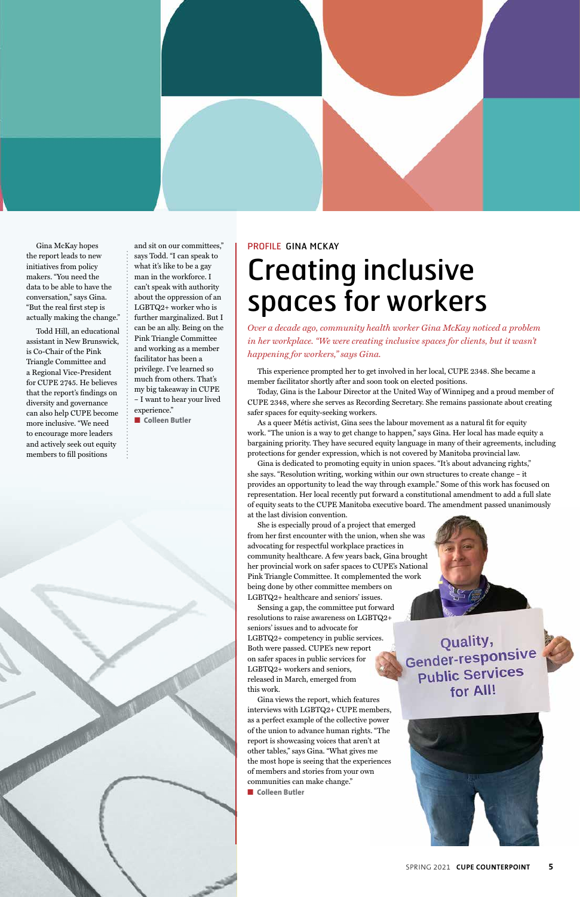Gina McKay hopes the report leads to new initiatives from policy makers. "You need the data to be able to have the conversation," says Gina. "But the real first step is actually making the change."

Todd Hill, an educational assistant in New Brunswick, is Co-Chair of the Pink Triangle Committee and a Regional Vice-President for CUPE 2745. He believes that the report's findings on diversity and governance can also help CUPE become more inclusive. "We need to encourage more leaders and actively seek out equity members to fill positions and sit on our committees," says Todd. "I can speak to what it's like to be a gay man in the workforce. I can't speak with authority about the oppression of an LGBTQ2+ worker who is further marginalized. But I can be an ally. Being on the Pink Triangle Committee and working as a member facilitator has been a privilege. I've learned so much from others. That's my big takeaway in CUPE – I want to hear your lived experience."

■ **Colleen Butler**

PROFILE **GINA MCKAY**

# Creating inclusive spaces for workers

*Over a decade ago, community health worker Gina McKay noticed a problem in her workplace. "We were creating inclusive spaces for clients, but it wasn't happening for workers," says Gina.*

This experience prompted her to get involved in her local, CUPE 2348. She became a member facilitator shortly after and soon took on elected positions.

Today, Gina is the Labour Director at the United Way of Winnipeg and a proud member of CUPE 2348, where she serves as Recording Secretary. She remains passionate about creating safer spaces for equity-seeking workers.

As a queer Métis activist, Gina sees the labour movement as a natural fit for equity work. "The union is a way to get change to happen," says Gina. Her local has made equity a bargaining priority. They have secured equity language in many of their agreements, including protections for gender expression, which is not covered by Manitoba provincial law.

Gina is dedicated to promoting equity in union spaces. "It's about advancing rights," she says. "Resolution writing, working within our own structures to create change – it provides an opportunity to lead the way through example." Some of this work has focused on representation. Her local recently put forward a constitutional amendment to add a full slate of equity seats to the CUPE Manitoba executive board. The amendment passed unanimously at the last division convention.

She is especially proud of a project that emerged from her first encounter with the union, when she was advocating for respectful workplace practices in community healthcare. A few years back, Gina brought her provincial work on safer spaces to CUPE's National Pink Triangle Committee. It complemented the work being done by other committee members on LGBTQ2+ healthcare and seniors' issues.

Sensing a gap, the committee put forward resolutions to raise awareness on LGBTQ2+ seniors' issues and to advocate for LGBTQ2+ competency in public services. Both were passed. CUPE's new report on safer spaces in public services for LGBTQ2+ workers and seniors, released in March, emerged from this work.

Gina views the report, which features interviews with LGBTQ2+ CUPE members, as a perfect example of the collective power of the union to advance human rights. "The report is showcasing voices that aren't at other tables," says Gina. "What gives me the most hope is seeing that the experiences of members and stories from your own communities can make change."

■ **Colleen Butler**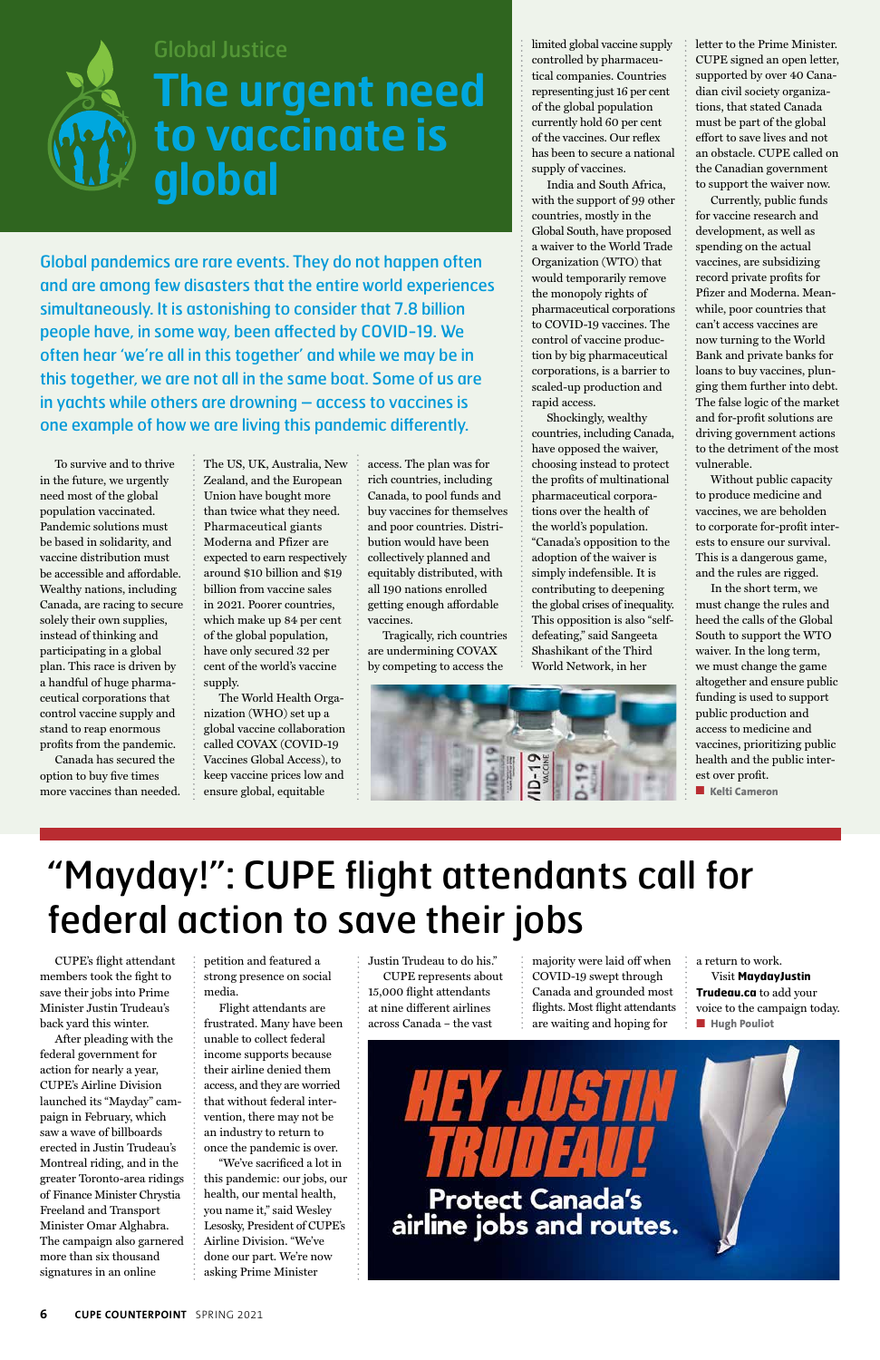Global Justice

# The urgent need to vaccinate is global

Global pandemics are rare events. They do not happen often and are among few disasters that the entire world experiences simultaneously. It is astonishing to consider that 7.8 billion people have, in some way, been affected by COVID-19. We often hear 'we're all in this together' and while we may be in this together, we are not all in the same boat. Some of us are in yachts while others are drowning – access to vaccines is one example of how we are living this pandemic differently.

To survive and to thrive in the future, we urgently need most of the global population vaccinated. Pandemic solutions must be based in solidarity, and vaccine distribution must be accessible and affordable. Wealthy nations, including Canada, are racing to secure solely their own supplies, instead of thinking and participating in a global plan. This race is driven by a handful of huge pharmaceutical corporations that control vaccine supply and stand to reap enormous profits from the pandemic.

Canada has secured the option to buy five times more vaccines than needed. The US, UK, Australia, New Zealand, and the European Union have bought more than twice what they need. Pharmaceutical giants Moderna and Pfizer are expected to earn respectively around $10 billion and $19 billion from vaccine sales in 2021. Poorer countries, which make up 84 per cent of the global population, have only secured 32 per cent of the world's vaccine supply.

The World Health Organization (WHO) set up a global vaccine collaboration called COVAX (COVID-19 Vaccines Global Access), to keep vaccine prices low and ensure global, equitable access. The plan was for rich countries, including Canada, to pool funds and buy vaccines for themselves and poor countries. Distribution would have been collectively planned and equitably distributed, with all 190 nations enrolled getting enough affordable vaccines.

Tragically, rich countries are undermining COVAX by competing to access the limited global vaccine supply controlled by pharmaceutical companies. Countries representing just 16 per cent of the global population currently hold 60 per cent of the vaccines. Our reflex has been to secure a national supply of vaccines.

India and South Africa, with the support of 99 other countries, mostly in the Global South, have proposed a waiver to the World Trade Organization (WTO) that would temporarily remove the monopoly rights of pharmaceutical corporations to COVID-19 vaccines. The control of vaccine production by big pharmaceutical corporations, is a barrier to scaled-up production and rapid access.

Shockingly, wealthy countries, including Canada, have opposed the waiver, choosing instead to protect the profits of multinational pharmaceutical corporations over the health of the world's population. "Canada's opposition to the adoption of the waiver is simply indefensible. It is contributing to deepening the global crises of inequality. This opposition is also "self-defeating," said Sangeeta Shashikant of the Third World Network, in her letter to the Prime Minister. CUPE signed an open letter, supported by over 40 Canadian civil society organizations, that stated Canada must be part of the global effort to save lives and not an obstacle. CUPE called on the Canadian government to support the waiver now.

Currently, public funds for vaccine research and development, as well as spending on the actual vaccines, are subsidizing record private profits for Pfizer and Moderna. Meanwhile, poor countries that can't access vaccines are now turning to the World Bank and private banks for loans to buy vaccines, plunging them further into debt. The false logic of the market and for-profit solutions are driving government actions to the detriment of the most vulnerable.

Without public capacity to produce medicine and vaccines, we are beholden to corporate for-profit interests to ensure our survival. This is a dangerous game, and the rules are rigged.

In the short term, we must change the rules and heed the calls of the Global South to support the WTO waiver. In the long term, we must change the game altogether and ensure public funding is used to support public production and access to medicine and vaccines, prioritizing public health and the public interest over profit.

■ **Kelti Cameron**

# "Mayday!": CUPE flight attendants call for federal action to save their jobs

CUPE's flight attendant members took the fight to save their jobs into Prime Minister Justin Trudeau's back yard this winter.

After pleading with the federal government for action for nearly a year, CUPE's Airline Division launched its "Mayday" campaign in February, which saw a wave of billboards erected in Justin Trudeau's Montreal riding, and in the greater Toronto-area ridings of Finance Minister Chrystia Freeland and Transport Minister Omar Alghabra. The campaign also garnered more than six thousand signatures in an online petition and featured a strong presence on social media.

Flight attendants are frustrated. Many have been unable to collect federal income supports because their airline denied them access, and they are worried that without federal intervention, there may not be an industry to return to once the pandemic is over.

"We've sacrificed a lot in this pandemic: our jobs, our health, our mental health, you name it," said Wesley Lesosky, President of CUPE's Airline Division. "We've done our part. We're now asking Prime Minister Justin Trudeau to do his."

CUPE represents about 15,000 flight attendants at nine different airlines across Canada – the vast majority were laid off when COVID-19 swept through Canada and grounded most flights. Most flight attendants are waiting and hoping for a return to work.

Visit **MaydayJustinTrudeau.ca** to add your voice to the campaign today.

■ **Hugh Pouliot**

HEY JUSTIN TRUDEAU! Protect Canada's airline jobs and routes.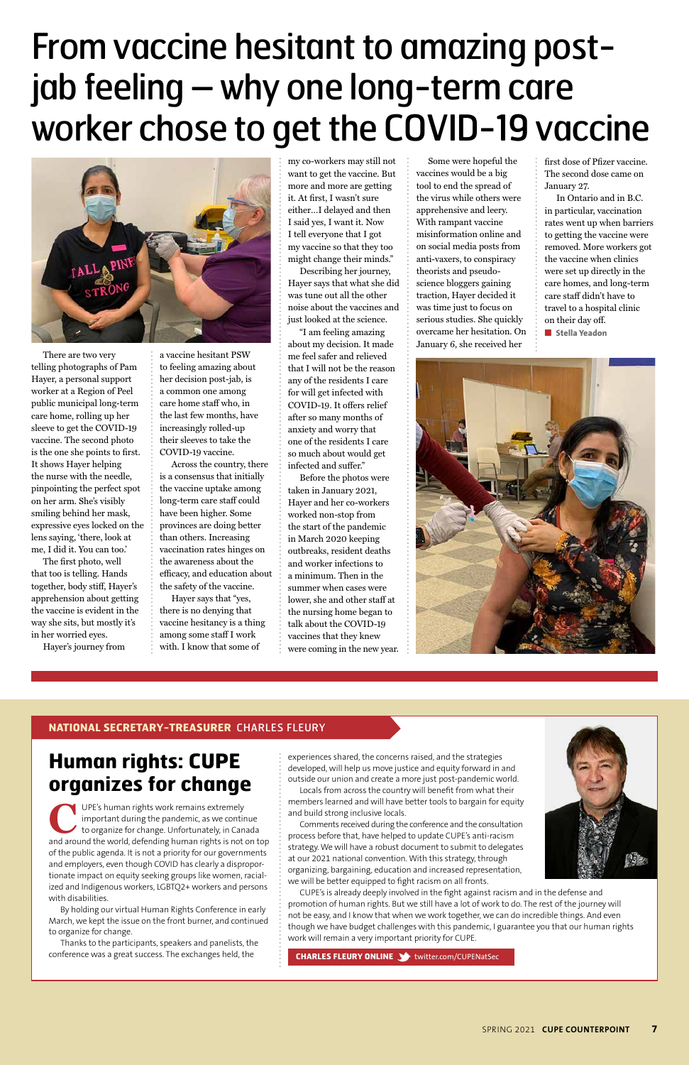# From vaccine hesitant to amazing post-jab feeling – why one long-term care worker chose to get the COVID-19 vaccine

There are two very telling photographs of Pam Hayer, a personal support worker at a Region of Peel public municipal long-term care home, rolling up her sleeve to get the COVID-19 vaccine. The second photo is the one she points to first. It shows Hayer helping the nurse with the needle, pinpointing the perfect spot on her arm. She's visibly smiling behind her mask, expressive eyes locked on the lens saying, 'there, look at me, I did it. You can too.'

The first photo, well that too is telling. Hands together, body stiff, Hayer's apprehension about getting the vaccine is evident in the way she sits, but mostly it's in her worried eyes.

Hayer's journey from a vaccine hesitant PSW to feeling amazing about her decision post-jab, is a common one among long-term care home staff who, in the last few months, have increasingly rolled-up their sleeves to take the COVID-19 vaccine.

Across the country, there is a consensus that initially the vaccine uptake among long-term care staff could have been higher. Some provinces are doing better than others. Increasing vaccination rates hinges on the awareness about the efficacy, and education about the safety of the vaccine.

Hayer says that "yes, there is no denying that vaccine hesitancy is a thing among some staff I work with. I know that some of my co-workers may still not want to get the vaccine. But more and more are getting it. At first, I wasn't sure either…I delayed and then I said yes, I want it. Now I tell everyone that I got my vaccine so that they too might change their minds."

Describing her journey, Hayer says that what she did was tune out all the other noise about the vaccines and just looked at the science.

"I am feeling amazing about my decision. It made me feel safer and relieved that I will not be the reason any of the residents I care for will get infected with COVID-19. It offers relief after so many months of anxiety and worry that one of the residents I care so much about would get infected and suffer."

Before the photos were taken in January 2021, Hayer and her co-workers worked non-stop from the start of the pandemic in March 2020 keeping outbreaks, resident deaths and worker infections to a minimum. Then in the summer when cases were lower, she and other staff at the nursing home began to talk about the COVID-19 vaccines that they knew were coming in the new year.

Some were hopeful the vaccines would be a big tool to end the spread of the virus while others were apprehensive and leery. With rampant vaccine misinformation online and on social media posts from anti-vaxers, to conspiracy theorists and pseudo-science bloggers gaining traction, Hayer decided it was time just to focus on serious studies. She quickly overcame her hesitation. On January 6, she received her first dose of Pfizer vaccine. The second dose came on January 27.

In Ontario and in B.C. in particular, vaccination rates went up when barriers to getting the vaccine were removed. More workers got the vaccine when clinics were set up directly in the care homes, and long-term care staff didn't have to travel to a hospital clinic on their day off.

■ **Stella Yeadon**

---

**NATIONAL SECRETARY-TREASURER** CHARLES FLEURY

## Human rights: CUPE organizes for change

CUPE's human rights work remains extremely important during the pandemic, as we continue to organize for change. Unfortunately, in Canada and around the world, defending human rights is not on top of the public agenda. It is not a priority for our governments and employers, even though COVID has clearly a disproportionate impact on equity seeking groups like women, racialized and Indigenous workers, LGBTQ2+ workers and persons with disabilities.

By holding our virtual Human Rights Conference in early March, we kept the issue on the front burner, and continued to organize for change.

Thanks to the participants, speakers and panelists, the conference was a great success. The exchanges held, the experiences shared, the concerns raised, and the strategies developed, will help us move justice and equity forward in and outside our union and create a more just post-pandemic world.

Locals from across the country will benefit from what their members learned and will have better tools to bargain for equity and build strong inclusive locals.

Comments received during the conference and the consultation process before that, have helped to update CUPE's anti-racism strategy. We will have a robust document to submit to delegates at our 2021 national convention. With this strategy, through organizing, bargaining, education and increased representation, we will be better equipped to fight racism on all fronts.

CUPE is already deeply involved in the fight against racism and in the defense and promotion of human rights. But we still have a lot of work to do. The rest of the journey will not be easy, and I know that when we work together, we can do incredible things. And even though we have budget challenges with this pandemic, I guarantee you that our human rights work will remain a very important priority for CUPE.

**CHARLES FLEURY ONLINE** twitter.com/CUPENatSec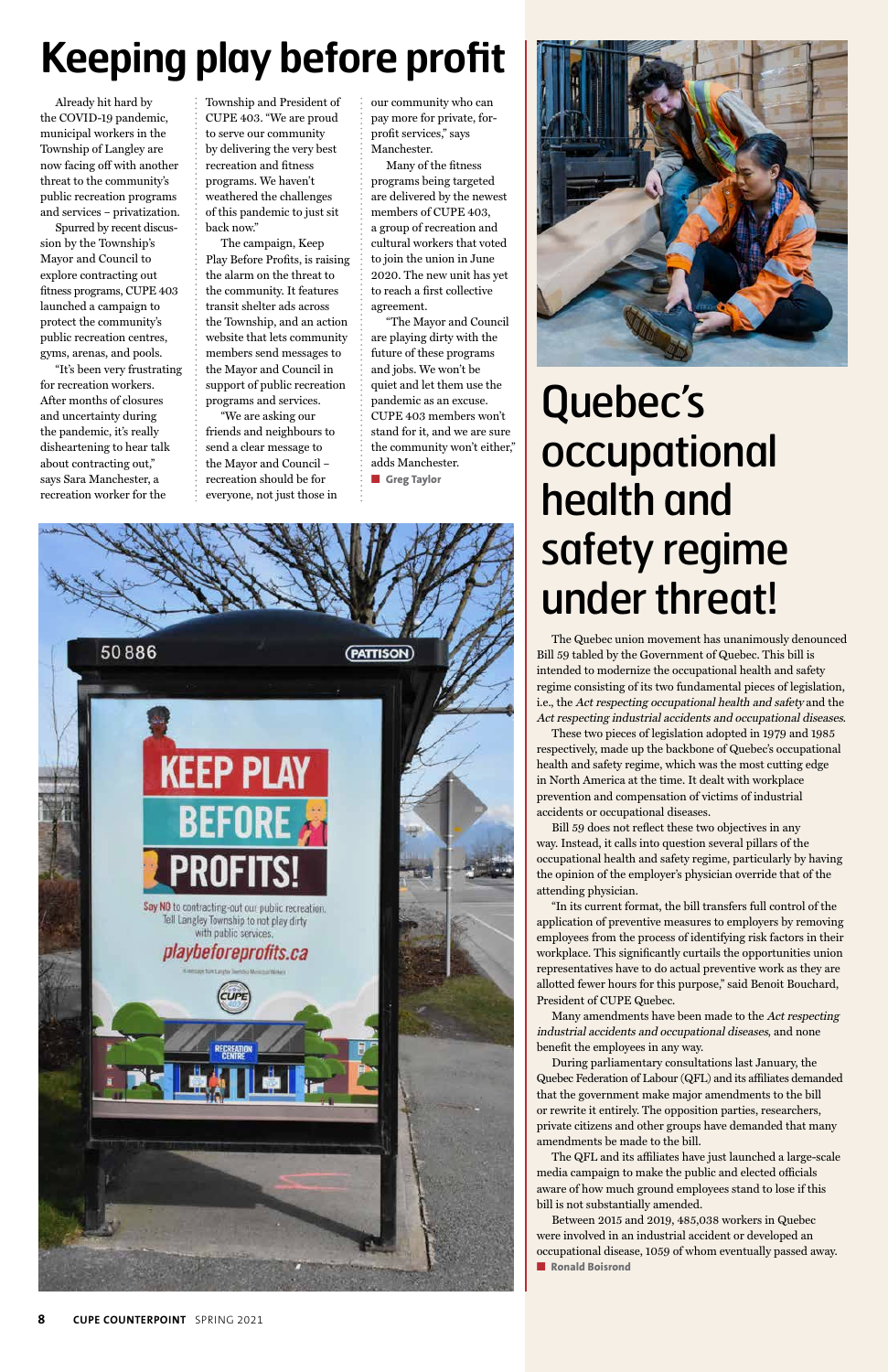# Keeping play before profit

Already hit hard by the COVID-19 pandemic, municipal workers in the Township of Langley are now facing off with another threat to the community's public recreation programs and services – privatization.

Spurred by recent discussion by the Township's Mayor and Council to explore contracting out fitness programs, CUPE 403 launched a campaign to protect the community's public recreation centres, gyms, arenas, and pools.

"It's been very frustrating for recreation workers. After months of closures and uncertainty during the pandemic, it's really disheartening to hear talk about contracting out," says Sara Manchester, a recreation worker for the Township and President of CUPE 403. "We are proud to serve our community by delivering the very best recreation and fitness programs. We haven't weathered the challenges of this pandemic to just sit back now."

The campaign, Keep Play Before Profits, is raising the alarm on the threat to the community. It features transit shelter ads across the Township, and an action website that lets community members send messages to the Mayor and Council in support of public recreation programs and services.

"We are asking our friends and neighbours to send a clear message to the Mayor and Council – recreation should be for everyone, not just those in our community who can pay more for private, for-profit services," says Manchester.

Many of the fitness programs being targeted are delivered by the newest members of CUPE 403, a group of recreation and cultural workers that voted to join the union in June 2020. The new unit has yet to reach a first collective agreement.

"The Mayor and Council are playing dirty with the future of these programs and jobs. We won't be quiet and let them use the pandemic as an excuse. CUPE 403 members won't stand for it, and we are sure the community won't either," adds Manchester.

■ **Greg Taylor**

# Quebec's occupational health and safety regime under threat!

The Quebec union movement has unanimously denounced Bill 59 tabled by the Government of Quebec. This bill is intended to modernize the occupational health and safety regime consisting of its two fundamental pieces of legislation, i.e., the *Act respecting occupational health and safety* and the *Act respecting industrial accidents and occupational diseases*.

These two pieces of legislation adopted in 1979 and 1985 respectively, made up the backbone of Quebec's occupational health and safety regime, which was the most cutting edge in North America at the time. It dealt with workplace prevention and compensation of victims of industrial accidents or occupational diseases.

Bill 59 does not reflect these two objectives in any way. Instead, it calls into question several pillars of the occupational health and safety regime, particularly by having the opinion of the employer's physician override that of the attending physician.

"In its current format, the bill transfers full control of the application of preventive measures to employers by removing employees from the process of identifying risk factors in their workplace. This significantly curtails the opportunities union representatives have to do actual preventive work as they are allotted fewer hours for this purpose," said Benoit Bouchard, President of CUPE Quebec.

Many amendments have been made to the *Act respecting industrial accidents and occupational diseases*, and none benefit the employees in any way.

During parliamentary consultations last January, the Quebec Federation of Labour (QFL) and its affiliates demanded that the government make major amendments to the bill or rewrite it entirely. The opposition parties, researchers, private citizens and other groups have demanded that many amendments be made to the bill.

The QFL and its affiliates have just launched a large-scale media campaign to make the public and elected officials aware of how much ground employees stand to lose if this bill is not substantially amended.

Between 2015 and 2019, 485,038 workers in Quebec were involved in an industrial accident or developed an occupational disease, 1059 of whom eventually passed away.

■ **Ronald Boisrond**